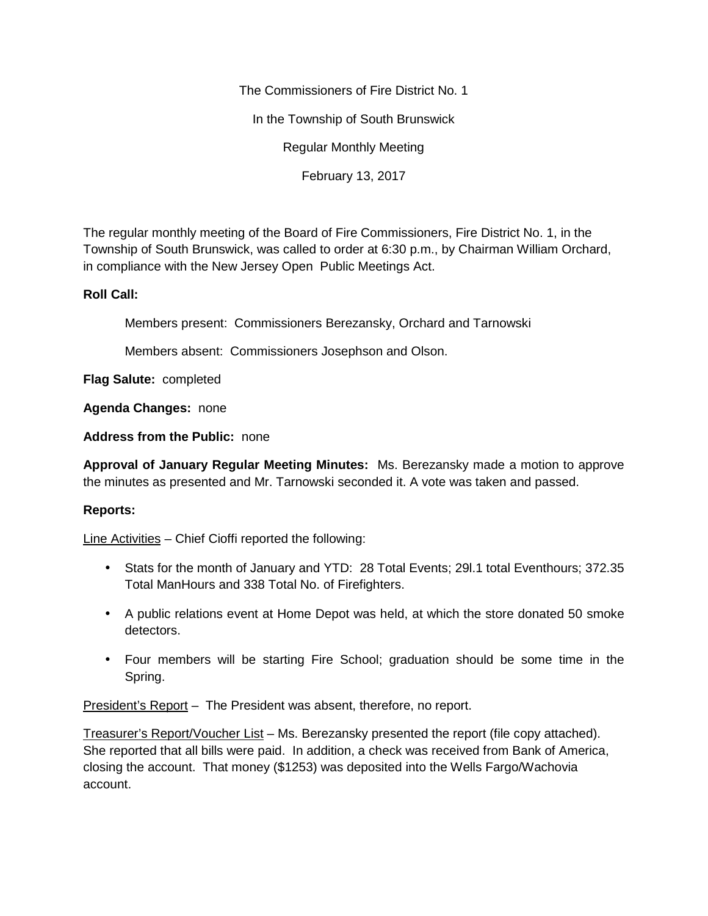The Commissioners of Fire District No. 1

In the Township of South Brunswick

Regular Monthly Meeting

February 13, 2017

The regular monthly meeting of the Board of Fire Commissioners, Fire District No. 1, in the Township of South Brunswick, was called to order at 6:30 p.m., by Chairman William Orchard, in compliance with the New Jersey Open Public Meetings Act.

**Roll Call:**

Members present: Commissioners Berezansky, Orchard and Tarnowski

Members absent: Commissioners Josephson and Olson.

**Flag Salute:** completed

**Agenda Changes:** none

**Address from the Public:** none

**Approval of January Regular Meeting Minutes:** Ms. Berezansky made a motion to approve the minutes as presented and Mr. Tarnowski seconded it. A vote was taken and passed.

**Reports:**

Line Activities – Chief Cioffi reported the following:

- Stats for the month of January and YTD: 28 Total Events; 29l.1 total Eventhours; 372.35 Total ManHours and 338 Total No. of Firefighters.
- A public relations event at Home Depot was held, at which the store donated 50 smoke detectors.
- Four members will be starting Fire School; graduation should be some time in the Spring.

President's Report – The President was absent, therefore, no report.

Treasurer's Report/Voucher List – Ms. Berezansky presented the report (file copy attached). She reported that all bills were paid. In addition, a check was received from Bank of America, closing the account. That money ($1253) was deposited into the Wells Fargo/Wachovia account.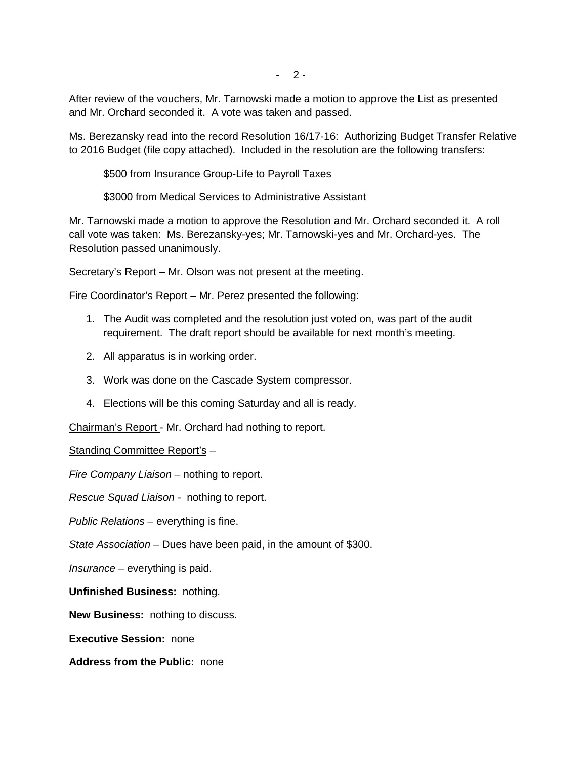After review of the vouchers, Mr. Tarnowski made a motion to approve the List as presented and Mr. Orchard seconded it. A vote was taken and passed.

Ms. Berezansky read into the record Resolution 16/17-16: Authorizing Budget Transfer Relative to 2016 Budget (file copy attached). Included in the resolution are the following transfers:

$500 from Insurance Group-Life to Payroll Taxes

$3000 from Medical Services to Administrative Assistant

Mr. Tarnowski made a motion to approve the Resolution and Mr. Orchard seconded it. A roll call vote was taken: Ms. Berezansky-yes; Mr. Tarnowski-yes and Mr. Orchard-yes. The Resolution passed unanimously.

<u>Secretary's Report</u> – Mr. Olson was not present at the meeting.

<u>Fire Coordinator's Report</u> – Mr. Perez presented the following:

1. The Audit was completed and the resolution just voted on, was part of the audit requirement. The draft report should be available for next month's meeting.
2. All apparatus is in working order.
3. Work was done on the Cascade System compressor.
4. Elections will be this coming Saturday and all is ready.

<u>Chairman's Report</u> - Mr. Orchard had nothing to report.

<u>Standing Committee Report's</u> –

*Fire Company Liaison* – nothing to report.

*Rescue Squad Liaison* - nothing to report.

*Public Relations* – everything is fine.

*State Association* – Dues have been paid, in the amount of $300.

*Insurance* – everything is paid.

**Unfinished Business:** nothing.

**New Business:** nothing to discuss.

**Executive Session:** none

**Address from the Public:** none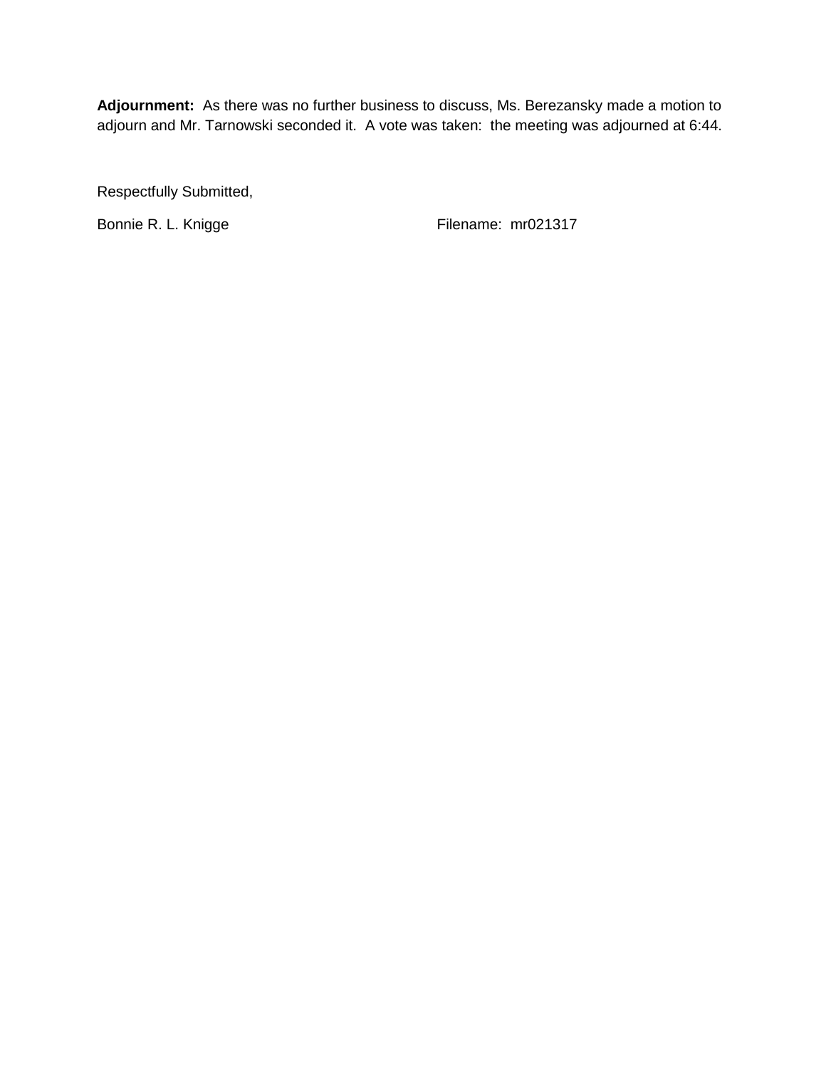**Adjournment:** As there was no further business to discuss, Ms. Berezansky made a motion to adjourn and Mr. Tarnowski seconded it. A vote was taken: the meeting was adjourned at 6:44.

Respectfully Submitted,

Bonnie R. L. Knigge Filename: mr021317